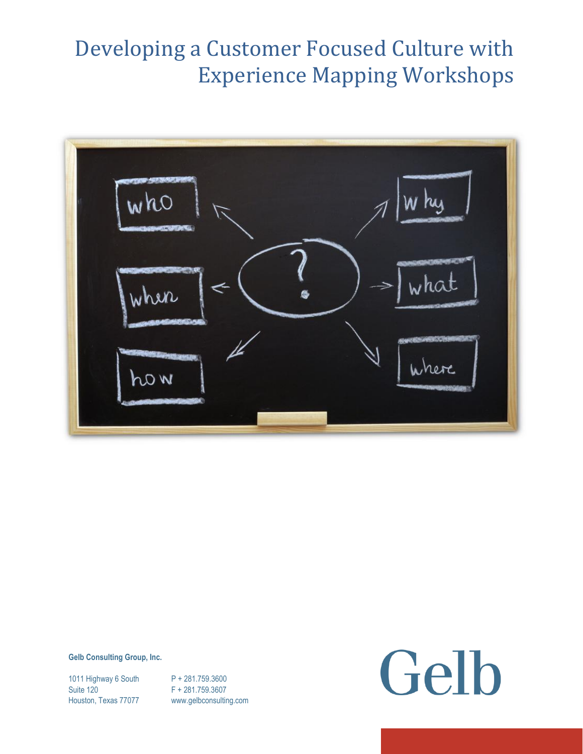# Developing a Customer Focused Culture with Experience Mapping Workshops

**Gelb Consulting Group, Inc.**

1011 Highway 6 South
Suite 120
Houston, Texas 77077

P + 281.759.3600
F + 281.759.3607
www.gelbconsulting.com

Gelb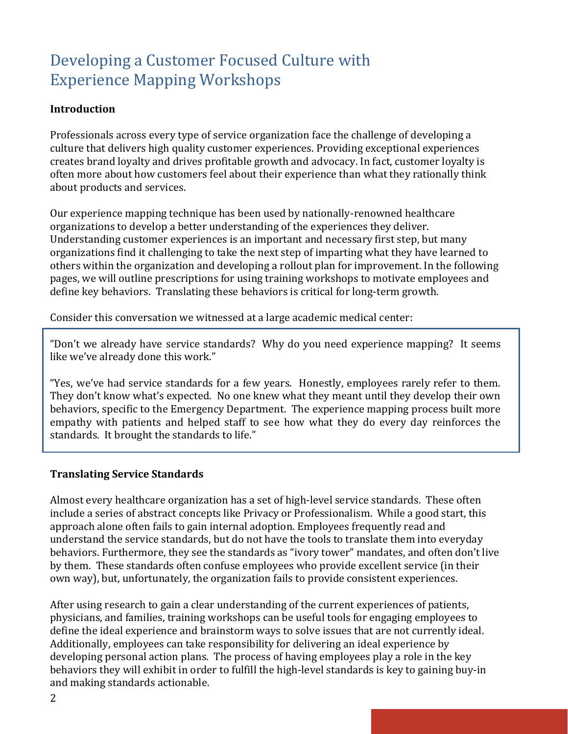# Developing a Customer Focused Culture with Experience Mapping Workshops

**Introduction**

Professionals across every type of service organization face the challenge of developing a culture that delivers high quality customer experiences. Providing exceptional experiences creates brand loyalty and drives profitable growth and advocacy. In fact, customer loyalty is often more about how customers feel about their experience than what they rationally think about products and services.

Our experience mapping technique has been used by nationally-renowned healthcare organizations to develop a better understanding of the experiences they deliver. Understanding customer experiences is an important and necessary first step, but many organizations find it challenging to take the next step of imparting what they have learned to others within the organization and developing a rollout plan for improvement. In the following pages, we will outline prescriptions for using training workshops to motivate employees and define key behaviors. Translating these behaviors is critical for long-term growth.

Consider this conversation we witnessed at a large academic medical center:

> "Don't we already have service standards? Why do you need experience mapping? It seems like we've already done this work."
>
> "Yes, we've had service standards for a few years. Honestly, employees rarely refer to them. They don't know what's expected. No one knew what they meant until they develop their own behaviors, specific to the Emergency Department. The experience mapping process built more empathy with patients and helped staff to see how what they do every day reinforces the standards. It brought the standards to life."

**Translating Service Standards**

Almost every healthcare organization has a set of high-level service standards. These often include a series of abstract concepts like Privacy or Professionalism. While a good start, this approach alone often fails to gain internal adoption. Employees frequently read and understand the service standards, but do not have the tools to translate them into everyday behaviors. Furthermore, they see the standards as "ivory tower" mandates, and often don't live by them. These standards often confuse employees who provide excellent service (in their own way), but, unfortunately, the organization fails to provide consistent experiences.

After using research to gain a clear understanding of the current experiences of patients, physicians, and families, training workshops can be useful tools for engaging employees to define the ideal experience and brainstorm ways to solve issues that are not currently ideal. Additionally, employees can take responsibility for delivering an ideal experience by developing personal action plans. The process of having employees play a role in the key behaviors they will exhibit in order to fulfill the high-level standards is key to gaining buy-in and making standards actionable.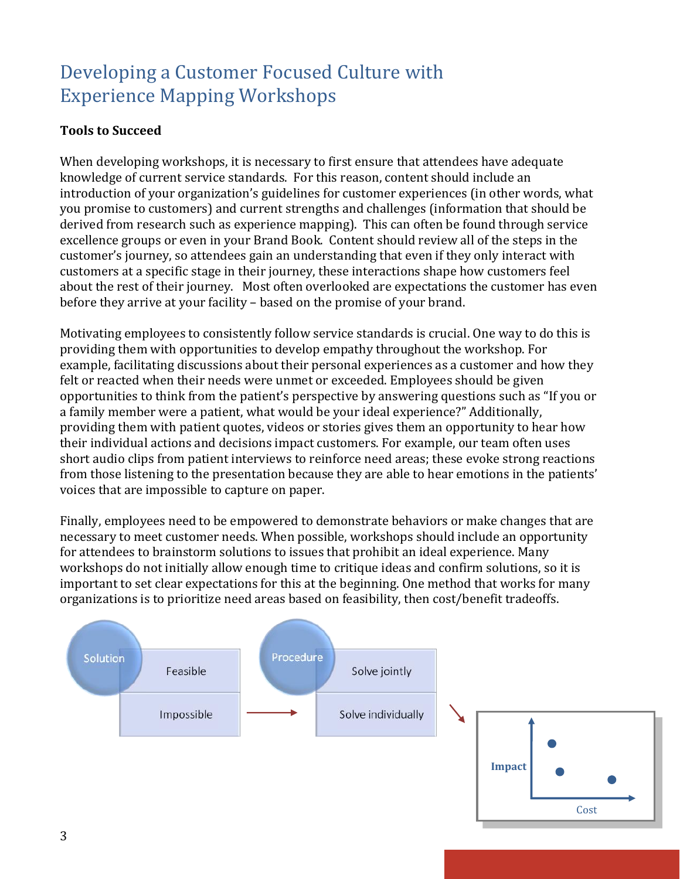# Developing a Customer Focused Culture with Experience Mapping Workshops

**Tools to Succeed**

When developing workshops, it is necessary to first ensure that attendees have adequate knowledge of current service standards. For this reason, content should include an introduction of your organization's guidelines for customer experiences (in other words, what you promise to customers) and current strengths and challenges (information that should be derived from research such as experience mapping). This can often be found through service excellence groups or even in your Brand Book. Content should review all of the steps in the customer's journey, so attendees gain an understanding that even if they only interact with customers at a specific stage in their journey, these interactions shape how customers feel about the rest of their journey. Most often overlooked are expectations the customer has even before they arrive at your facility – based on the promise of your brand.

Motivating employees to consistently follow service standards is crucial. One way to do this is providing them with opportunities to develop empathy throughout the workshop. For example, facilitating discussions about their personal experiences as a customer and how they felt or reacted when their needs were unmet or exceeded. Employees should be given opportunities to think from the patient's perspective by answering questions such as "If you or a family member were a patient, what would be your ideal experience?" Additionally, providing them with patient quotes, videos or stories gives them an opportunity to hear how their individual actions and decisions impact customers. For example, our team often uses short audio clips from patient interviews to reinforce need areas; these evoke strong reactions from those listening to the presentation because they are able to hear emotions in the patients' voices that are impossible to capture on paper.

Finally, employees need to be empowered to demonstrate behaviors or make changes that are necessary to meet customer needs. When possible, workshops should include an opportunity for attendees to brainstorm solutions to issues that prohibit an ideal experience. Many workshops do not initially allow enough time to critique ideas and confirm solutions, so it is important to set clear expectations for this at the beginning. One method that works for many organizations is to prioritize need areas based on feasibility, then cost/benefit tradeoffs.

Solution: Feasible / Impossible → Procedure: Solve jointly / Solve individually → Impact vs. Cost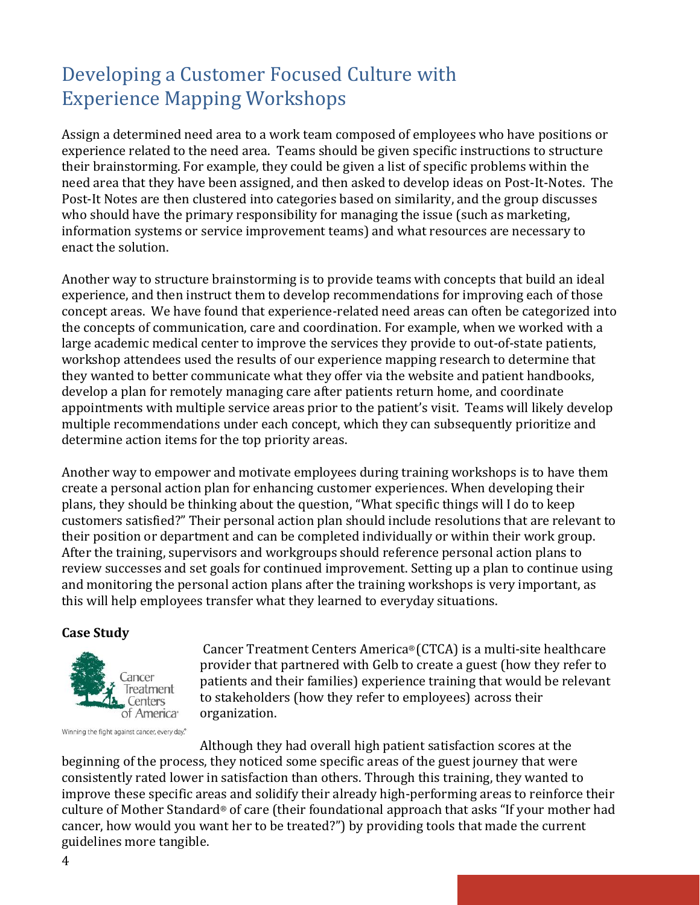# Developing a Customer Focused Culture with Experience Mapping Workshops

Assign a determined need area to a work team composed of employees who have positions or experience related to the need area. Teams should be given specific instructions to structure their brainstorming. For example, they could be given a list of specific problems within the need area that they have been assigned, and then asked to develop ideas on Post-It-Notes. The Post-It Notes are then clustered into categories based on similarity, and the group discusses who should have the primary responsibility for managing the issue (such as marketing, information systems or service improvement teams) and what resources are necessary to enact the solution.

Another way to structure brainstorming is to provide teams with concepts that build an ideal experience, and then instruct them to develop recommendations for improving each of those concept areas. We have found that experience-related need areas can often be categorized into the concepts of communication, care and coordination. For example, when we worked with a large academic medical center to improve the services they provide to out-of-state patients, workshop attendees used the results of our experience mapping research to determine that they wanted to better communicate what they offer via the website and patient handbooks, develop a plan for remotely managing care after patients return home, and coordinate appointments with multiple service areas prior to the patient's visit. Teams will likely develop multiple recommendations under each concept, which they can subsequently prioritize and determine action items for the top priority areas.

Another way to empower and motivate employees during training workshops is to have them create a personal action plan for enhancing customer experiences. When developing their plans, they should be thinking about the question, "What specific things will I do to keep customers satisfied?" Their personal action plan should include resolutions that are relevant to their position or department and can be completed individually or within their work group. After the training, supervisors and workgroups should reference personal action plans to review successes and set goals for continued improvement. Setting up a plan to continue using and monitoring the personal action plans after the training workshops is very important, as this will help employees transfer what they learned to everyday situations.

**Case Study**

Cancer Treatment Centers of America
Winning the fight against cancer, every day.®

Cancer Treatment Centers America® (CTCA) is a multi-site healthcare provider that partnered with Gelb to create a guest (how they refer to patients and their families) experience training that would be relevant to stakeholders (how they refer to employees) across their organization.

Although they had overall high patient satisfaction scores at the beginning of the process, they noticed some specific areas of the guest journey that were consistently rated lower in satisfaction than others. Through this training, they wanted to improve these specific areas and solidify their already high-performing areas to reinforce their culture of Mother Standard® of care (their foundational approach that asks "If your mother had cancer, how would you want her to be treated?") by providing tools that made the current guidelines more tangible.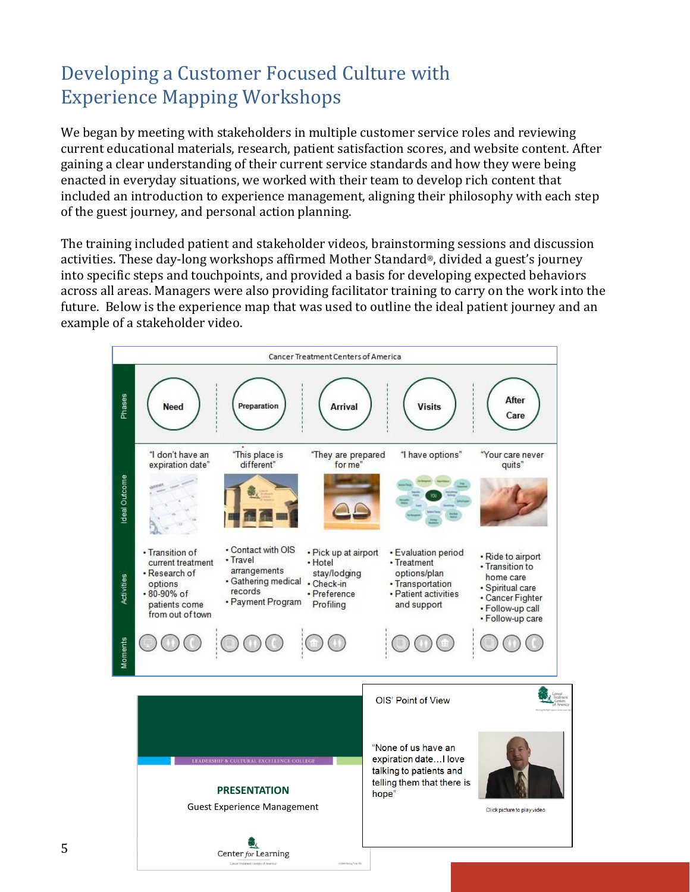# Developing a Customer Focused Culture with Experience Mapping Workshops

We began by meeting with stakeholders in multiple customer service roles and reviewing current educational materials, research, patient satisfaction scores, and website content. After gaining a clear understanding of their current service standards and how they were being enacted in everyday situations, we worked with their team to develop rich content that included an introduction to experience management, aligning their philosophy with each step of the guest journey, and personal action planning.

The training included patient and stakeholder videos, brainstorming sessions and discussion activities. These day-long workshops affirmed Mother Standard®, divided a guest's journey into specific steps and touchpoints, and provided a basis for developing expected behaviors across all areas. Managers were also providing facilitator training to carry on the work into the future. Below is the experience map that was used to outline the ideal patient journey and an example of a stakeholder video.

Cancer Treatment Centers of America

| Phases | Need | Preparation | Arrival | Visits | After Care |
|---|---|---|---|---|---|
| Ideal Outcome | "I don't have an expiration date" | "This place is different" | "They are prepared for me" | "I have options" | "Your care never quits" |
| Activities | • Transition of current treatment<br>• Research of options<br>• 80-90% of patients come from out of town | • Contact with OIS<br>• Travel arrangements<br>• Gathering medical records<br>• Payment Program | • Pick up at airport<br>• Hotel stay/lodging<br>• Check-in<br>• Preference Profiling | • Evaluation period<br>• Treatment options/plan<br>• Transportation<br>• Patient activities and support | • Ride to airport<br>• Transition to home care<br>• Spiritual care<br>• Cancer Fighter<br>• Follow-up call<br>• Follow-up care |
| Moments | | | | | |

LEADERSHIP & CULTURAL EXCELLENCE COLLEGE

**PRESENTATION**

Guest Experience Management

Center for Learning

OIS' Point of View

"None of us have an expiration date…I love talking to patients and telling them that there is hope"

Click picture to play video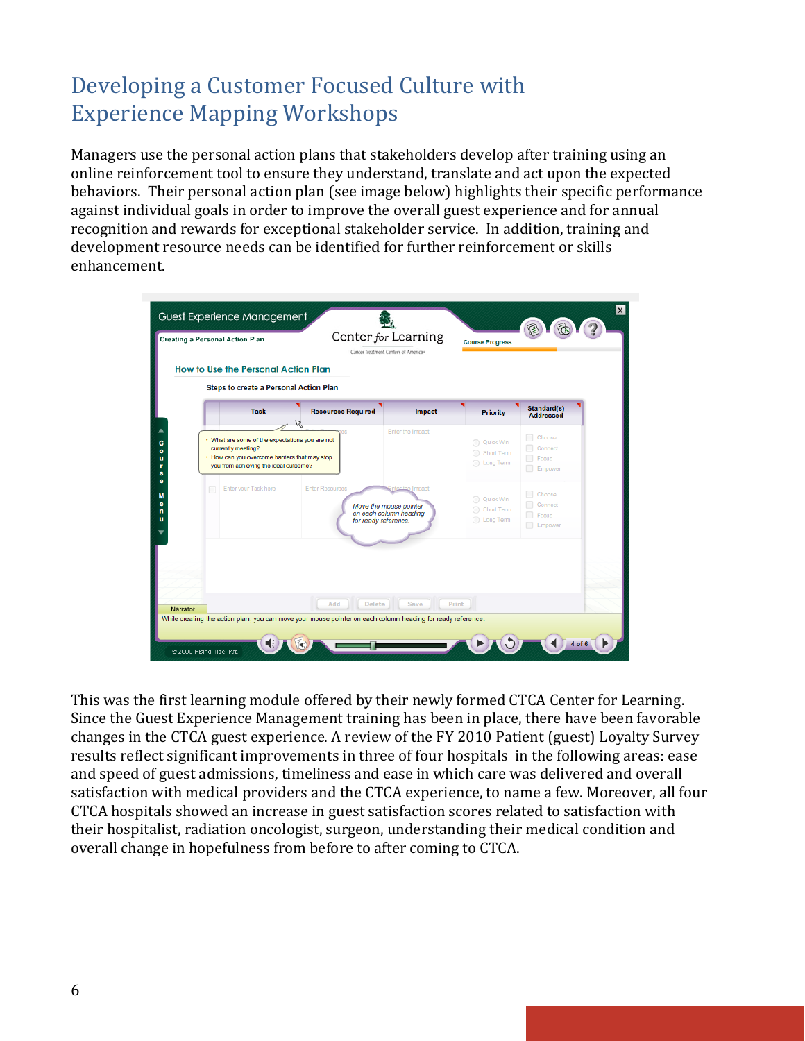# Developing a Customer Focused Culture with Experience Mapping Workshops

Managers use the personal action plans that stakeholders develop after training using an online reinforcement tool to ensure they understand, translate and act upon the expected behaviors. Their personal action plan (see image below) highlights their specific performance against individual goals in order to improve the overall guest experience and for annual recognition and rewards for exceptional stakeholder service. In addition, training and development resource needs can be identified for further reinforcement or skills enhancement.

This was the first learning module offered by their newly formed CTCA Center for Learning. Since the Guest Experience Management training has been in place, there have been favorable changes in the CTCA guest experience. A review of the FY 2010 Patient (guest) Loyalty Survey results reflect significant improvements in three of four hospitals in the following areas: ease and speed of guest admissions, timeliness and ease in which care was delivered and overall satisfaction with medical providers and the CTCA experience, to name a few. Moreover, all four CTCA hospitals showed an increase in guest satisfaction scores related to satisfaction with their hospitalist, radiation oncologist, surgeon, understanding their medical condition and overall change in hopefulness from before to after coming to CTCA.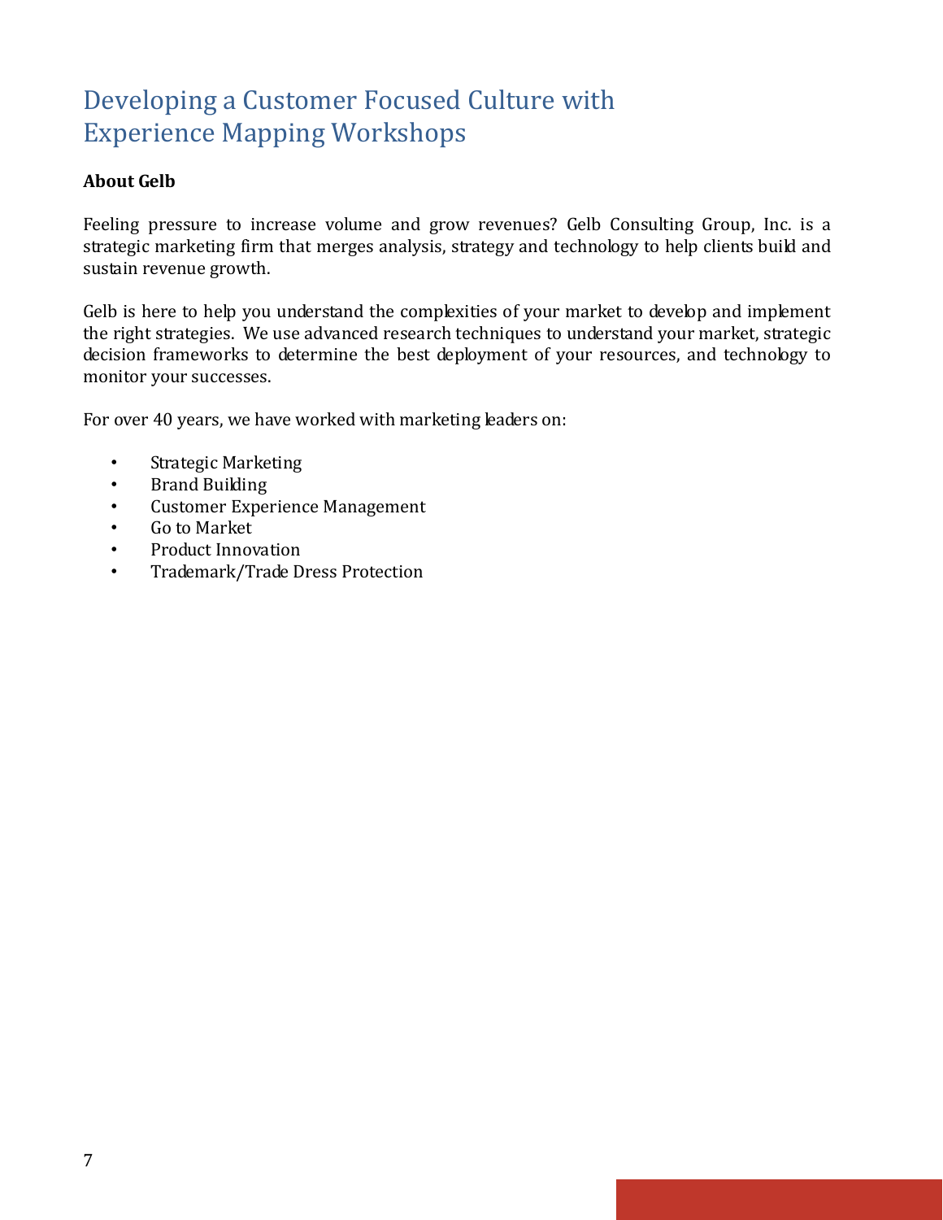# Developing a Customer Focused Culture with Experience Mapping Workshops

**About Gelb**

Feeling pressure to increase volume and grow revenues? Gelb Consulting Group, Inc. is a strategic marketing firm that merges analysis, strategy and technology to help clients build and sustain revenue growth.

Gelb is here to help you understand the complexities of your market to develop and implement the right strategies. We use advanced research techniques to understand your market, strategic decision frameworks to determine the best deployment of your resources, and technology to monitor your successes.

For over 40 years, we have worked with marketing leaders on:

- Strategic Marketing
- Brand Building
- Customer Experience Management
- Go to Market
- Product Innovation
- Trademark/Trade Dress Protection